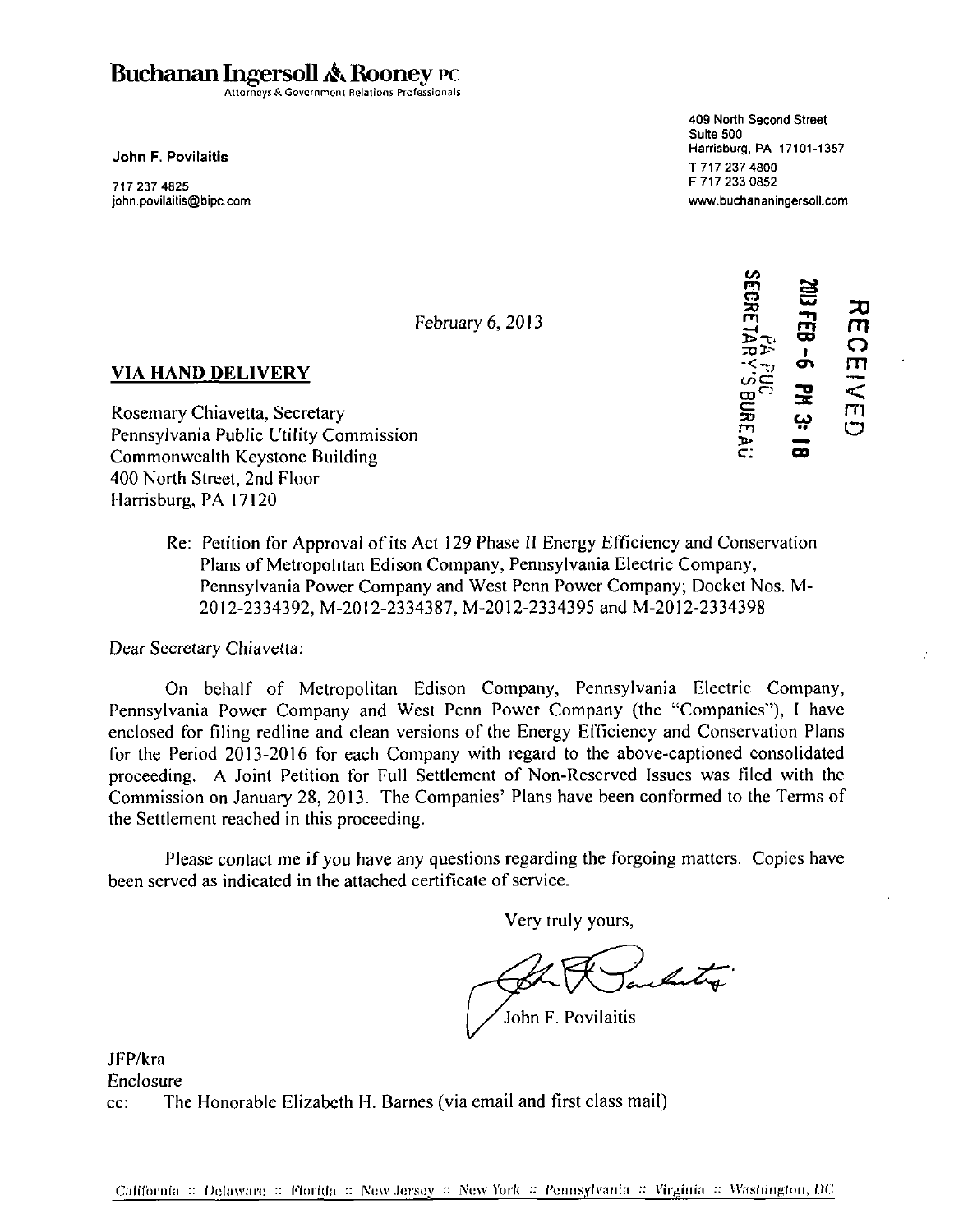# Buchanan Ingersoll & Rooney PC

Attorneys & Government Relations Professionals

**John F. Povilaitis**

717 237 4825
john.povilaitis@bipc.com

409 North Second Street
Suite 500
Harrisburg, PA 17101-1357
T 717 237 4800
F 717 233 0852
www.buchananingersoll.com

RECEIVED
2013 FEB -6 PM 3:18
PA PUC
SECRETARY'S BUREAU

February 6, 2013

**VIA HAND DELIVERY**

Rosemary Chiavetta, Secretary
Pennsylvania Public Utility Commission
Commonwealth Keystone Building
400 North Street, 2nd Floor
Harrisburg, PA 17120

Re: Petition for Approval of its Act 129 Phase II Energy Efficiency and Conservation Plans of Metropolitan Edison Company, Pennsylvania Electric Company, Pennsylvania Power Company and West Penn Power Company; Docket Nos. M-2012-2334392, M-2012-2334387, M-2012-2334395 and M-2012-2334398

Dear Secretary Chiavetta:

On behalf of Metropolitan Edison Company, Pennsylvania Electric Company, Pennsylvania Power Company and West Penn Power Company (the "Companies"), I have enclosed for filing redline and clean versions of the Energy Efficiency and Conservation Plans for the Period 2013-2016 for each Company with regard to the above-captioned consolidated proceeding. A Joint Petition for Full Settlement of Non-Reserved Issues was filed with the Commission on January 28, 2013. The Companies' Plans have been conformed to the Terms of the Settlement reached in this proceeding.

Please contact me if you have any questions regarding the forgoing matters. Copies have been served as indicated in the attached certificate of service.

Very truly yours,

John F. Povilaitis

JFP/kra
Enclosure
cc: The Honorable Elizabeth H. Barnes (via email and first class mail)

California :: Delaware :: Florida :: New Jersey :: New York :: Pennsylvania :: Virginia :: Washington, DC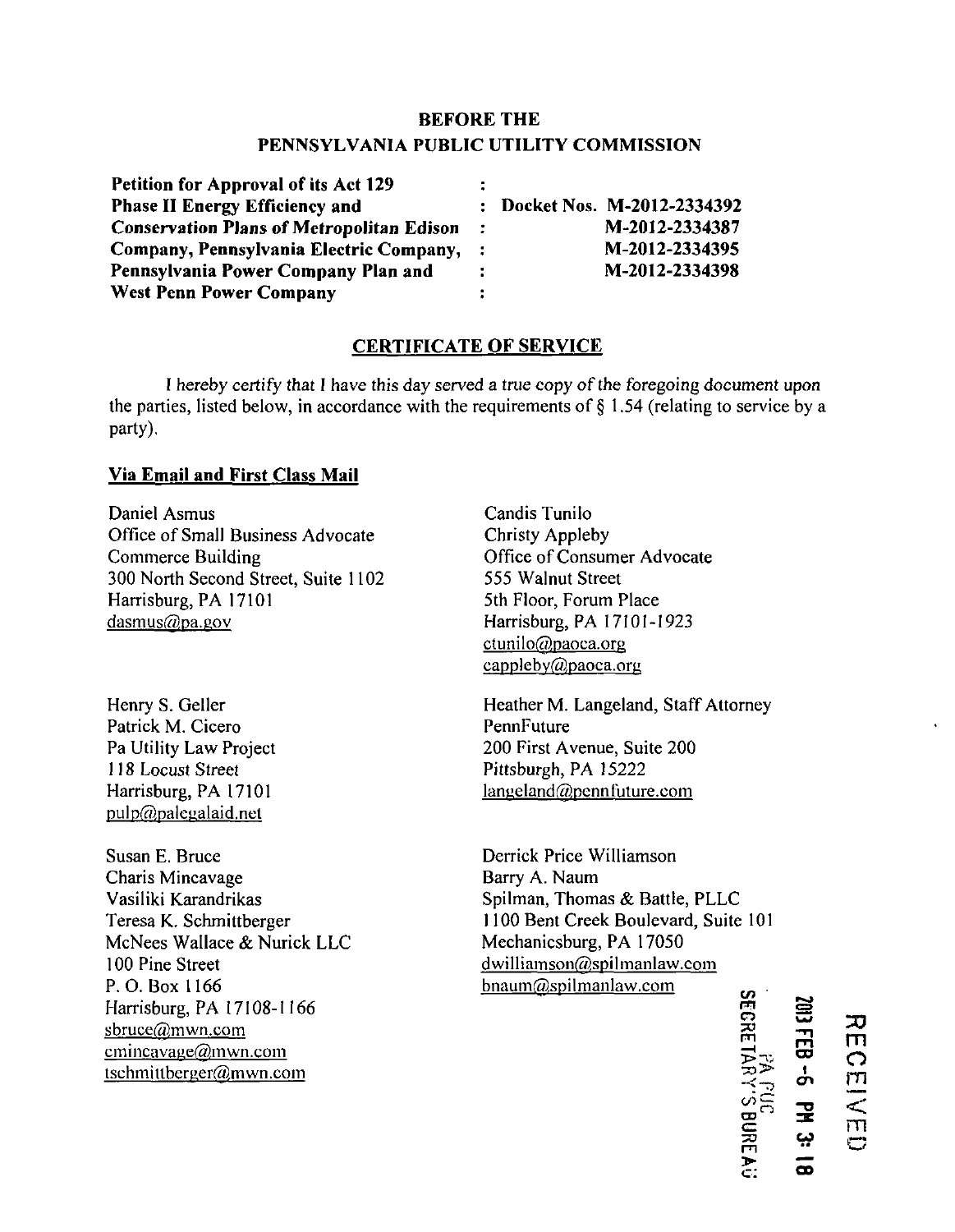**BEFORE THE**
**PENNSYLVANIA PUBLIC UTILITY COMMISSION**

| | | |
|---|---|---|
| **Petition for Approval of its Act 129** | : | |
| **Phase II Energy Efficiency and** | : | **Docket Nos. M-2012-2334392** |
| **Conservation Plans of Metropolitan Edison** | : | **M-2012-2334387** |
| **Company, Pennsylvania Electric Company,** | : | **M-2012-2334395** |
| **Pennsylvania Power Company Plan and** | : | **M-2012-2334398** |
| **West Penn Power Company** | : | |

## CERTIFICATE OF SERVICE

*I hereby certify that I have this day served a true copy of the foregoing document upon* the parties, listed below, in accordance with the requirements of § 1.54 (relating to service by a party).

**Via Email and First Class Mail**

Daniel Asmus
Office of Small Business Advocate
Commerce Building
300 North Second Street, Suite 1102
Harrisburg, PA 17101
dasmus@pa.gov

Candis Tunilo
Christy Appleby
Office of Consumer Advocate
555 Walnut Street
5th Floor, Forum Place
Harrisburg, PA 17101-1923
ctunilo@paoca.org
cappleby@paoca.org

Henry S. Geller
Patrick M. Cicero
Pa Utility Law Project
118 Locust Street
Harrisburg, PA 17101
pulp@palegalaid.net

Heather M. Langeland, Staff Attorney
PennFuture
200 First Avenue, Suite 200
Pittsburgh, PA 15222
langeland@pennfuture.com

Susan E. Bruce
Charis Mincavage
Vasiliki Karandrikas
Teresa K. Schmittberger
McNees Wallace & Nurick LLC
100 Pine Street
P. O. Box 1166
Harrisburg, PA 17108-1166
sbruce@mwn.com
cmincavage@mwn.com
tschmittberger@mwn.com

Derrick Price Williamson
Barry A. Naum
Spilman, Thomas & Battle, PLLC
1100 Bent Creek Boulevard, Suite 101
Mechanicsburg, PA 17050
dwilliamson@spilmanlaw.com
bnaum@spilmanlaw.com

RECEIVED
2013 FEB -6 PM 3:18
PA PUC
SECRETARY'S BUREAU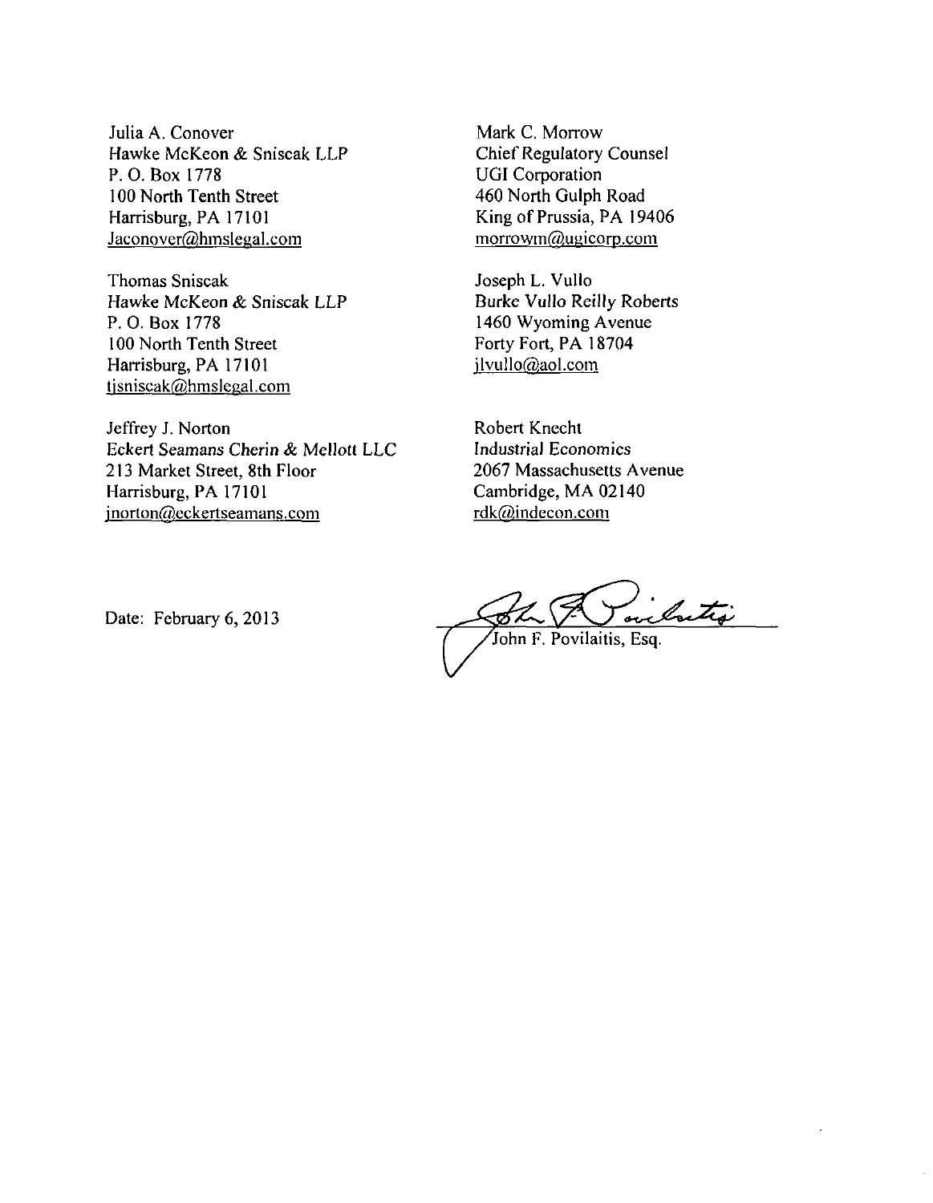Julia A. Conover
Hawke McKeon & Sniscak LLP
P. O. Box 1778
100 North Tenth Street
Harrisburg, PA 17101
Jaconover@hmslegal.com

Thomas Sniscak
Hawke McKeon & Sniscak LLP
P. O. Box 1778
100 North Tenth Street
Harrisburg, PA 17101
tjsniscak@hmslegal.com

Jeffrey J. Norton
Eckert Seamans Cherin & Mellott LLC
213 Market Street, 8th Floor
Harrisburg, PA 17101
jnorton@eckertseamans.com

Mark C. Morrow
Chief Regulatory Counsel
UGI Corporation
460 North Gulph Road
King of Prussia, PA 19406
morrowm@ugicorp.com

Joseph L. Vullo
Burke Vullo Reilly Roberts
1460 Wyoming Avenue
Forty Fort, PA 18704
jlvullo@aol.com

Robert Knecht
Industrial Economics
2067 Massachusetts Avenue
Cambridge, MA 02140
rdk@indecon.com

Date: February 6, 2013

John F. Povilaitis, Esq.